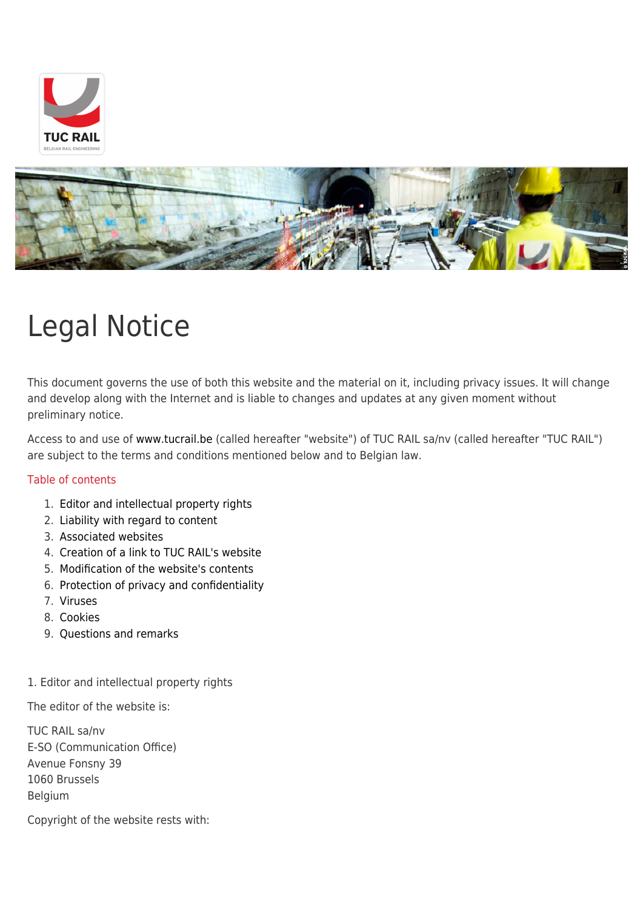# Legal Notice

This document governs the use of both this website and the material on it, including privacy issues. It will change and develop along with the Internet and is liable to changes and updates at any given moment without preliminary notice.

Access to and use of www.tucrail.be (called hereafter "website") of TUC RAIL sa/nv (called hereafter "TUC RAIL") are subject to the terms and conditions mentioned below and to Belgian law.

Table of contents

1. Editor and intellectual property rights
2. Liability with regard to content
3. Associated websites
4. Creation of a link to TUC RAIL's website
5. Modification of the website's contents
6. Protection of privacy and confidentiality
7. Viruses
8. Cookies
9. Questions and remarks

## 1. Editor and intellectual property rights

The editor of the website is:

TUC RAIL sa/nv
E-SO (Communication Office)
Avenue Fonsny 39
1060 Brussels
Belgium

Copyright of the website rests with: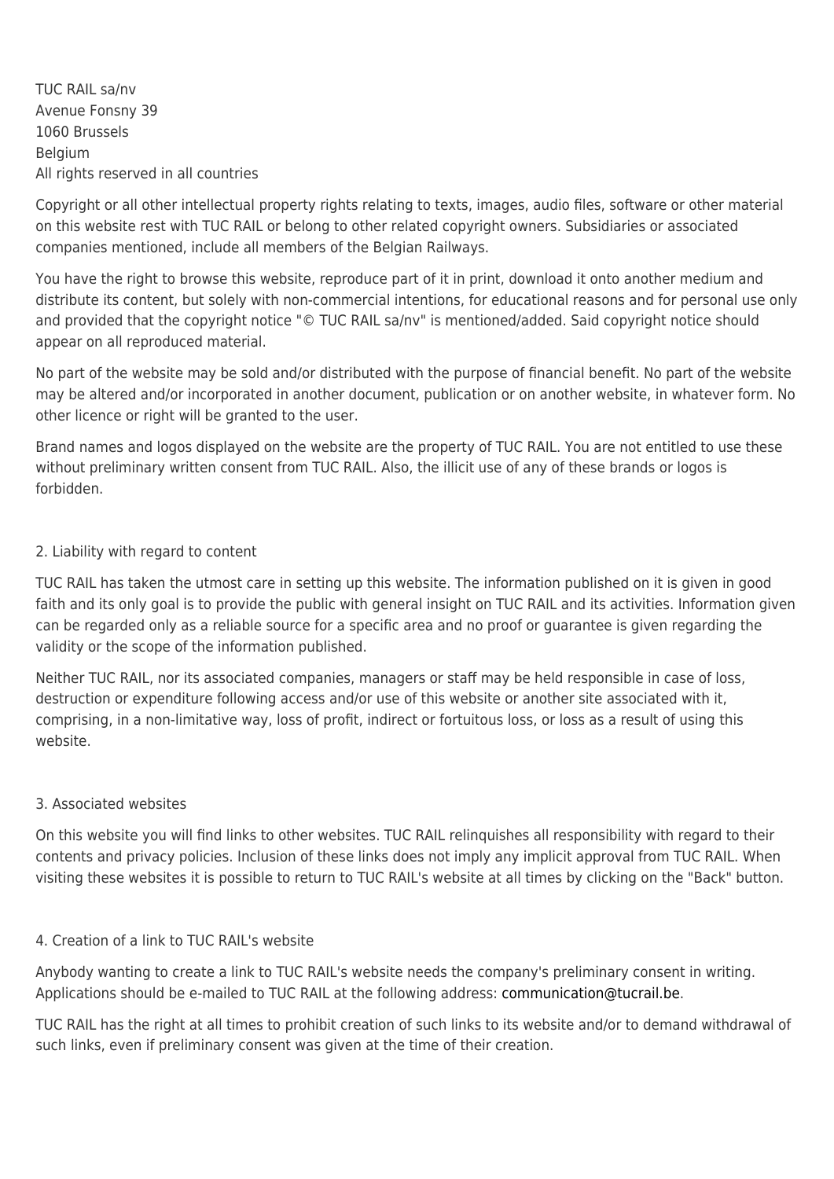TUC RAIL sa/nv
Avenue Fonsny 39
1060 Brussels
Belgium
All rights reserved in all countries

Copyright or all other intellectual property rights relating to texts, images, audio files, software or other material on this website rest with TUC RAIL or belong to other related copyright owners. Subsidiaries or associated companies mentioned, include all members of the Belgian Railways.

You have the right to browse this website, reproduce part of it in print, download it onto another medium and distribute its content, but solely with non-commercial intentions, for educational reasons and for personal use only and provided that the copyright notice "© TUC RAIL sa/nv" is mentioned/added. Said copyright notice should appear on all reproduced material.

No part of the website may be sold and/or distributed with the purpose of financial benefit. No part of the website may be altered and/or incorporated in another document, publication or on another website, in whatever form. No other licence or right will be granted to the user.

Brand names and logos displayed on the website are the property of TUC RAIL. You are not entitled to use these without preliminary written consent from TUC RAIL. Also, the illicit use of any of these brands or logos is forbidden.

## 2. Liability with regard to content

TUC RAIL has taken the utmost care in setting up this website. The information published on it is given in good faith and its only goal is to provide the public with general insight on TUC RAIL and its activities. Information given can be regarded only as a reliable source for a specific area and no proof or guarantee is given regarding the validity or the scope of the information published.

Neither TUC RAIL, nor its associated companies, managers or staff may be held responsible in case of loss, destruction or expenditure following access and/or use of this website or another site associated with it, comprising, in a non-limitative way, loss of profit, indirect or fortuitous loss, or loss as a result of using this website.

## 3. Associated websites

On this website you will find links to other websites. TUC RAIL relinquishes all responsibility with regard to their contents and privacy policies. Inclusion of these links does not imply any implicit approval from TUC RAIL. When visiting these websites it is possible to return to TUC RAIL's website at all times by clicking on the "Back" button.

## 4. Creation of a link to TUC RAIL's website

Anybody wanting to create a link to TUC RAIL's website needs the company's preliminary consent in writing. Applications should be e-mailed to TUC RAIL at the following address: communication@tucrail.be.

TUC RAIL has the right at all times to prohibit creation of such links to its website and/or to demand withdrawal of such links, even if preliminary consent was given at the time of their creation.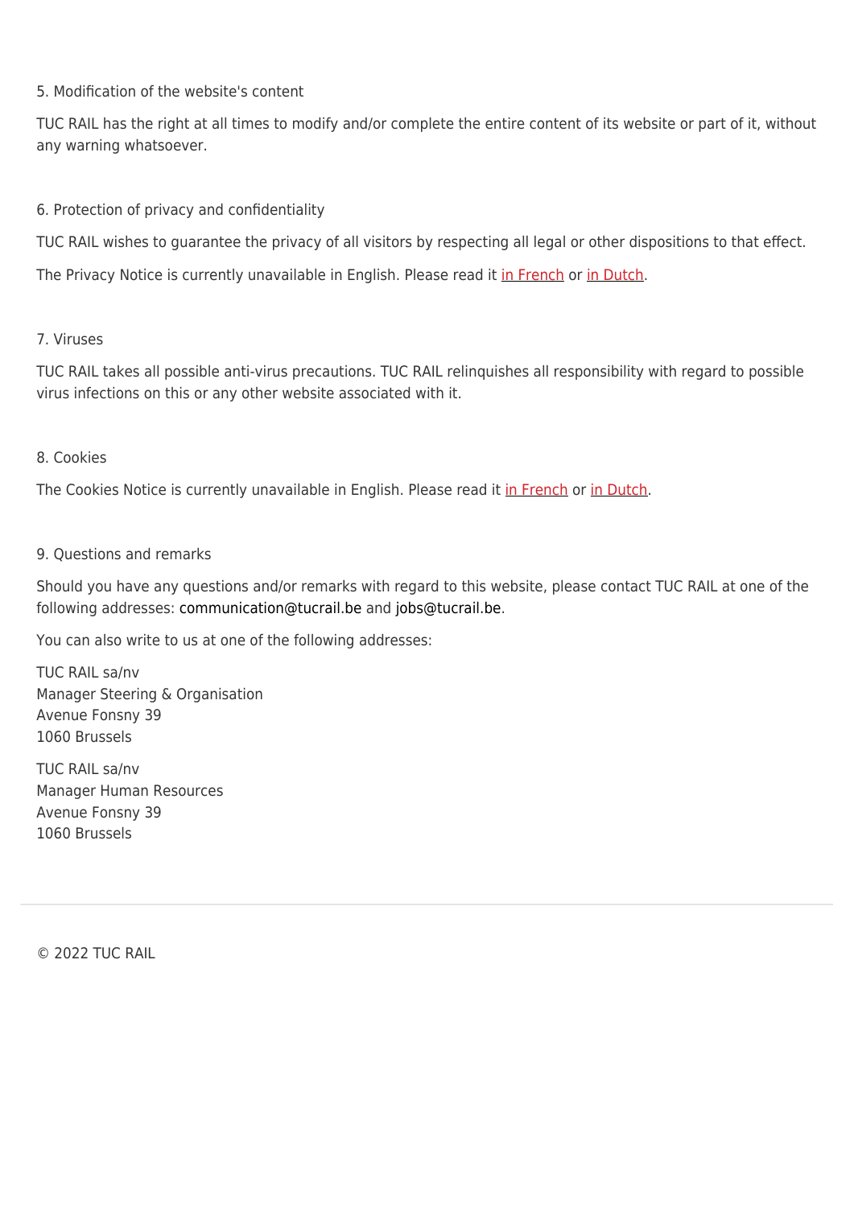5. Modification of the website's content

TUC RAIL has the right at all times to modify and/or complete the entire content of its website or part of it, without any warning whatsoever.

6. Protection of privacy and confidentiality

TUC RAIL wishes to guarantee the privacy of all visitors by respecting all legal or other dispositions to that effect.

The Privacy Notice is currently unavailable in English. Please read it in French or in Dutch.

7. Viruses

TUC RAIL takes all possible anti-virus precautions. TUC RAIL relinquishes all responsibility with regard to possible virus infections on this or any other website associated with it.

8. Cookies

The Cookies Notice is currently unavailable in English. Please read it in French or in Dutch.

9. Questions and remarks

Should you have any questions and/or remarks with regard to this website, please contact TUC RAIL at one of the following addresses: communication@tucrail.be and jobs@tucrail.be.

You can also write to us at one of the following addresses:

TUC RAIL sa/nv
Manager Steering & Organisation
Avenue Fonsny 39
1060 Brussels

TUC RAIL sa/nv
Manager Human Resources
Avenue Fonsny 39
1060 Brussels

© 2022 TUC RAIL